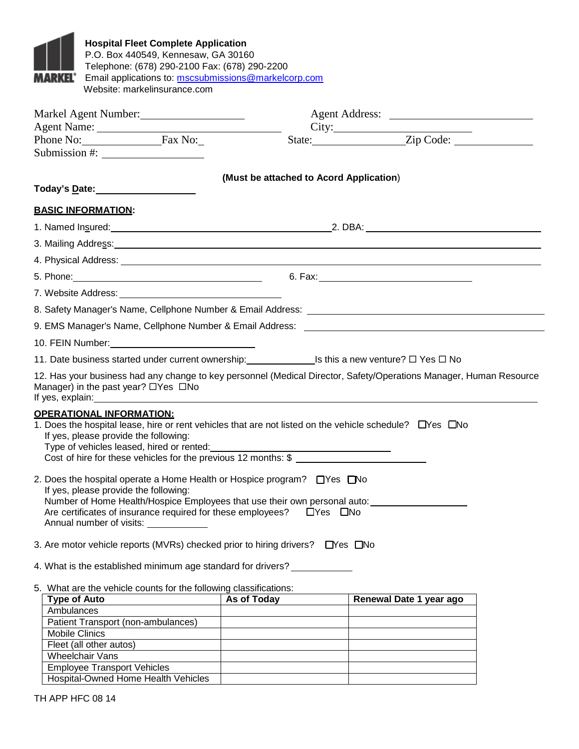**Hospital Fleet Complete Application**
P.O. Box 440549, Kennesaw, GA 30160
Telephone: (678) 290-2100 Fax: (678) 290-2200
Email applications to: mscsubmissions@markelcorp.com
Website: markelinsurance.com

Markel Agent Number: ____________________ Agent Address: ____________________
Agent Name: ____________________ City: ____________________
Phone No: ____________ Fax No: ____________ State: ____________ Zip Code: ____________
Submission #: ____________________

**(Must be attached to Acord Application)**

**Today's Date:** ____________________

**BASIC INFORMATION:**

1. Named Insured: ____________________ 2. DBA: ____________________
3. Mailing Address: ____________________
4. Physical Address: ____________________
5. Phone: ____________________ 6. Fax: ____________________
7. Website Address: ____________________
8. Safety Manager's Name, Cellphone Number & Email Address: ____________________
9. EMS Manager's Name, Cellphone Number & Email Address: ____________________
10. FEIN Number: ____________________
11. Date business started under current ownership: ____________ Is this a new venture? ☐ Yes ☐ No
12. Has your business had any change to key personnel (Medical Director, Safety/Operations Manager, Human Resource Manager) in the past year? ☐Yes ☐No
If yes, explain: ____________________

**OPERATIONAL INFORMATION:**

1. Does the hospital lease, hire or rent vehicles that are not listed on the vehicle schedule? ☐Yes ☐No
   If yes, please provide the following:
   Type of vehicles leased, hired or rented: ____________________
   Cost of hire for these vehicles for the previous 12 months: $ ____________________

2. Does the hospital operate a Home Health or Hospice program? ☐Yes ☐No
   If yes, please provide the following:
   Number of Home Health/Hospice Employees that use their own personal auto: ____________
   Are certificates of insurance required for these employees? ☐Yes ☐No
   Annual number of visits: ____________

3. Are motor vehicle reports (MVRs) checked prior to hiring drivers? ☐Yes ☐No

4. What is the established minimum age standard for drivers? ____________

5. What are the vehicle counts for the following classifications:

| Type of Auto | As of Today | Renewal Date 1 year ago |
|---|---|---|
| Ambulances | | |
| Patient Transport (non-ambulances) | | |
| Mobile Clinics | | |
| Fleet (all other autos) | | |
| Wheelchair Vans | | |
| Employee Transport Vehicles | | |
| Hospital-Owned Home Health Vehicles | | |

TH APP HFC 08 14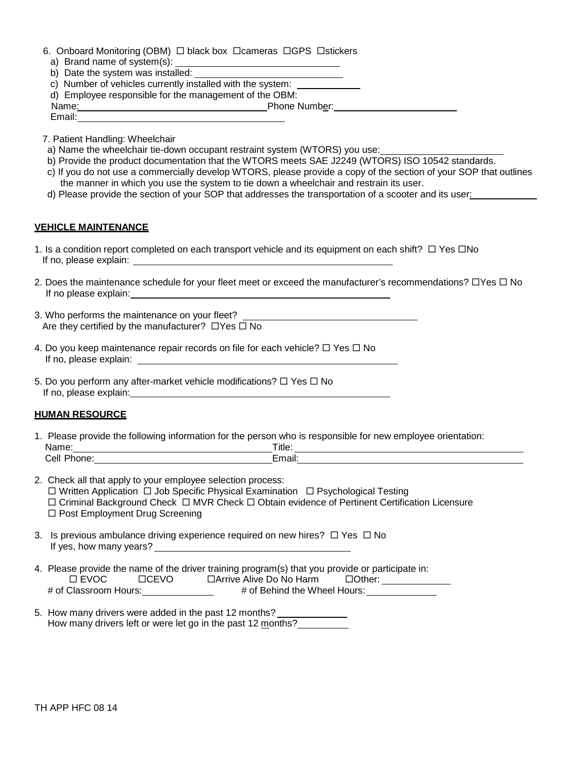6. Onboard Monitoring (OBM) ☐ black box ☐cameras ☐GPS ☐stickers

a) Brand name of system(s): ______________________________

b) Date the system was installed: ______________________________

c) Number of vehicles currently installed with the system: ____________

d) Employee responsible for the management of the OBM:

Name: ____________________________________ Phone Number: ________________________

Email: ________________________________________

7. Patient Handling: Wheelchair

a) Name the wheelchair tie-down occupant restraint system (WTORS) you use: ________________________

b) Provide the product documentation that the WTORS meets SAE J2249 (WTORS) ISO 10542 standards.

c) If you do not use a commercially develop WTORS, please provide a copy of the section of your SOP that outlines the manner in which you use the system to tie down a wheelchair and restrain its user.

d) Please provide the section of your SOP that addresses the transportation of a scooter and its user: ____________

## VEHICLE MAINTENANCE

1. Is a condition report completed on each transport vehicle and its equipment on each shift? ☐ Yes ☐No
   If no, please explain: ________________________________________________

2. Does the maintenance schedule for your fleet meet or exceed the manufacturer's recommendations? ☐Yes ☐ No
   If no please explain: ________________________________________________

3. Who performs the maintenance on your fleet? ________________________________
   Are they certified by the manufacturer? ☐Yes ☐ No

4. Do you keep maintenance repair records on file for each vehicle? ☐ Yes ☐ No
   If no, please explain: ________________________________________________

5. Do you perform any after-market vehicle modifications? ☐ Yes ☐ No
   If no, please explain: ________________________________________________

## HUMAN RESOURCE

1. Please provide the following information for the person who is responsible for new employee orientation:
   Name: ____________________________________ Title: ____________________________________________
   Cell Phone: ________________________________ Email: ____________________________________________

2. Check all that apply to your employee selection process:
   ☐ Written Application ☐ Job Specific Physical Examination ☐ Psychological Testing
   ☐ Criminal Background Check ☐ MVR Check ☐ Obtain evidence of Pertinent Certification Licensure
   ☐ Post Employment Drug Screening

3. Is previous ambulance driving experience required on new hires? ☐ Yes ☐ No
   If yes, how many years? ____________________________________

4. Please provide the name of the driver training program(s) that you provide or participate in:
   ☐ EVOC ☐CEVO ☐Arrive Alive Do No Harm ☐Other: ______________
   # of Classroom Hours: ______________ # of Behind the Wheel Hours: ______________

5. How many drivers were added in the past 12 months? ______________
   How many drivers left or were let go in the past 12 months? __________

TH APP HFC 08 14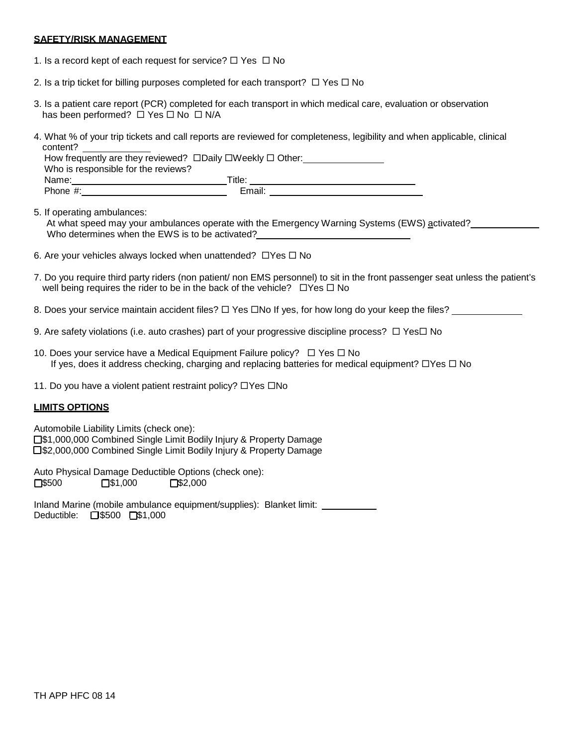**SAFETY/RISK MANAGEMENT**

1. Is a record kept of each request for service? ☐ Yes ☐ No

2. Is a trip ticket for billing purposes completed for each transport? ☐ Yes ☐ No

3. Is a patient care report (PCR) completed for each transport in which medical care, evaluation or observation has been performed? ☐ Yes ☐ No ☐ N/A

4. What % of your trip tickets and call reports are reviewed for completeness, legibility and when applicable, clinical content? ____________
   How frequently are they reviewed? ☐Daily ☐Weekly ☐ Other: _______________
   Who is responsible for the reviews?
   Name: ______________________________ Title: ______________________________
   Phone #: ____________________________ Email: ______________________________

5. If operating ambulances:
   At what speed may your ambulances operate with the Emergency Warning Systems (EWS) activated? ____________
   Who determines when the EWS is to be activated? ______________________________

6. Are your vehicles always locked when unattended? ☐Yes ☐ No

7. Do you require third party riders (non patient/ non EMS personnel) to sit in the front passenger seat unless the patient's well being requires the rider to be in the back of the vehicle? ☐Yes ☐ No

8. Does your service maintain accident files? ☐ Yes ☐No If yes, for how long do your keep the files? ____________

9. Are safety violations (i.e. auto crashes) part of your progressive discipline process? ☐ Yes☐ No

10. Does your service have a Medical Equipment Failure policy? ☐ Yes ☐ No
    If yes, does it address checking, charging and replacing batteries for medical equipment? ☐Yes ☐ No

11. Do you have a violent patient restraint policy? ☐Yes ☐No

**LIMITS OPTIONS**

Automobile Liability Limits (check one):
☐$1,000,000 Combined Single Limit Bodily Injury & Property Damage
☐$2,000,000 Combined Single Limit Bodily Injury & Property Damage

Auto Physical Damage Deductible Options (check one):
☐$500 ☐$1,000 ☐$2,000

Inland Marine (mobile ambulance equipment/supplies): Blanket limit: __________
Deductible: ☐$500 ☐$1,000

TH APP HFC 08 14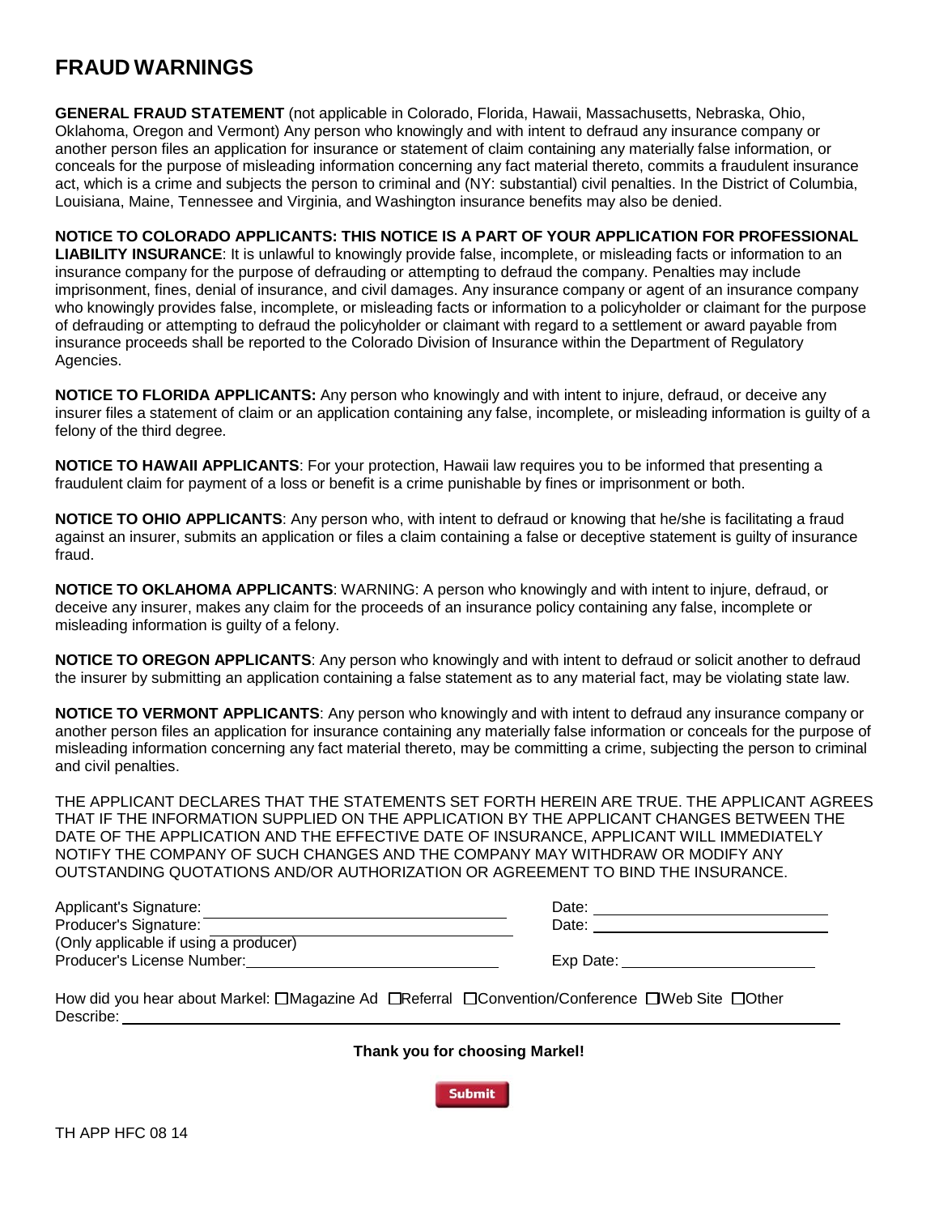# FRAUD WARNINGS

**GENERAL FRAUD STATEMENT** (not applicable in Colorado, Florida, Hawaii, Massachusetts, Nebraska, Ohio, Oklahoma, Oregon and Vermont) Any person who knowingly and with intent to defraud any insurance company or another person files an application for insurance or statement of claim containing any materially false information, or conceals for the purpose of misleading information concerning any fact material thereto, commits a fraudulent insurance act, which is a crime and subjects the person to criminal and (NY: substantial) civil penalties. In the District of Columbia, Louisiana, Maine, Tennessee and Virginia, and Washington insurance benefits may also be denied.

**NOTICE TO COLORADO APPLICANTS: THIS NOTICE IS A PART OF YOUR APPLICATION FOR PROFESSIONAL LIABILITY INSURANCE**: It is unlawful to knowingly provide false, incomplete, or misleading facts or information to an insurance company for the purpose of defrauding or attempting to defraud the company. Penalties may include imprisonment, fines, denial of insurance, and civil damages. Any insurance company or agent of an insurance company who knowingly provides false, incomplete, or misleading facts or information to a policyholder or claimant for the purpose of defrauding or attempting to defraud the policyholder or claimant with regard to a settlement or award payable from insurance proceeds shall be reported to the Colorado Division of Insurance within the Department of Regulatory Agencies.

**NOTICE TO FLORIDA APPLICANTS:** Any person who knowingly and with intent to injure, defraud, or deceive any insurer files a statement of claim or an application containing any false, incomplete, or misleading information is guilty of a felony of the third degree.

**NOTICE TO HAWAII APPLICANTS**: For your protection, Hawaii law requires you to be informed that presenting a fraudulent claim for payment of a loss or benefit is a crime punishable by fines or imprisonment or both.

**NOTICE TO OHIO APPLICANTS**: Any person who, with intent to defraud or knowing that he/she is facilitating a fraud against an insurer, submits an application or files a claim containing a false or deceptive statement is guilty of insurance fraud.

**NOTICE TO OKLAHOMA APPLICANTS**: WARNING: A person who knowingly and with intent to injure, defraud, or deceive any insurer, makes any claim for the proceeds of an insurance policy containing any false, incomplete or misleading information is guilty of a felony.

**NOTICE TO OREGON APPLICANTS**: Any person who knowingly and with intent to defraud or solicit another to defraud the insurer by submitting an application containing a false statement as to any material fact, may be violating state law.

**NOTICE TO VERMONT APPLICANTS**: Any person who knowingly and with intent to defraud any insurance company or another person files an application for insurance containing any materially false information or conceals for the purpose of misleading information concerning any fact material thereto, may be committing a crime, subjecting the person to criminal and civil penalties.

THE APPLICANT DECLARES THAT THE STATEMENTS SET FORTH HEREIN ARE TRUE. THE APPLICANT AGREES THAT IF THE INFORMATION SUPPLIED ON THE APPLICATION BY THE APPLICANT CHANGES BETWEEN THE DATE OF THE APPLICATION AND THE EFFECTIVE DATE OF INSURANCE, APPLICANT WILL IMMEDIATELY NOTIFY THE COMPANY OF SUCH CHANGES AND THE COMPANY MAY WITHDRAW OR MODIFY ANY OUTSTANDING QUOTATIONS AND/OR AUTHORIZATION OR AGREEMENT TO BIND THE INSURANCE.

Applicant's Signature: ______________________________ Date: ______________________

Producer's Signature: ______________________________ Date: ______________________
(Only applicable if using a producer)

Producer's License Number: ______________________________ Exp Date: ______________________

How did you hear about Markel: ☐Magazine Ad ☐Referral ☐Convention/Conference ☐Web Site ☐Other
Describe: ______________________________________________________________

**Thank you for choosing Markel!**

Submit

TH APP HFC 08 14